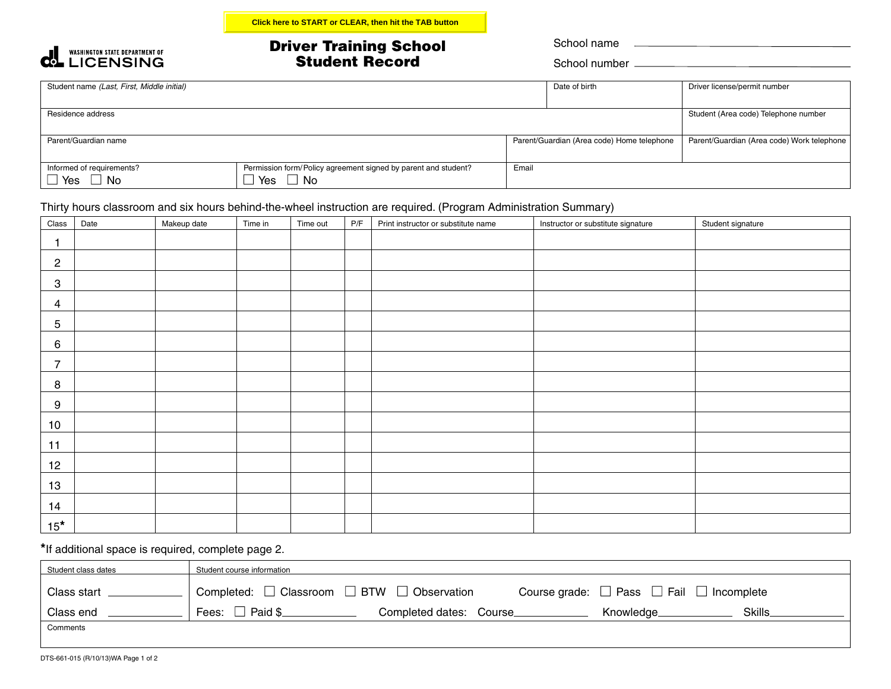Click here to START or CLEAR, then hit the TAB button

WASHINGTON STATE DEPARTMENT OF LICENSING

# Driver Training School Student Record

School name ______________________________

School number ______________________________

| Student name *(Last, First, Middle initial)* | | Date of birth | Driver license/permit number |
|---|---|---|---|
| Residence address | | | Student (Area code) Telephone number |
| Parent/Guardian name | Parent/Guardian (Area code) Home telephone | | Parent/Guardian (Area code) Work telephone |
| Informed of requirements? ☐ Yes ☐ No | Permission form/Policy agreement signed by parent and student? ☐ Yes ☐ No | Email | |

Thirty hours classroom and six hours behind-the-wheel instruction are required. (Program Administration Summary)

| Class | Date | Makeup date | Time in | Time out | P/F | Print instructor or substitute name | Instructor or substitute signature | Student signature |
|---|---|---|---|---|---|---|---|---|
| 1 | | | | | | | | |
| 2 | | | | | | | | |
| 3 | | | | | | | | |
| 4 | | | | | | | | |
| 5 | | | | | | | | |
| 6 | | | | | | | | |
| 7 | | | | | | | | |
| 8 | | | | | | | | |
| 9 | | | | | | | | |
| 10 | | | | | | | | |
| 11 | | | | | | | | |
| 12 | | | | | | | | |
| 13 | | | | | | | | |
| 14 | | | | | | | | |
| 15* | | | | | | | | |

*If additional space is required, complete page 2.

| Student class dates | Student course information |
|---|---|
| Class start ____________ | Completed: ☐ Classroom ☐ BTW ☐ Observation Course grade: ☐ Pass ☐ Fail ☐ Incomplete |
| Class end ____________ | Fees: ☐ Paid $____________ Completed dates: Course____________ Knowledge____________ Skills____________ |

Comments

DTS-661-015 (R/10/13)WA Page 1 of 2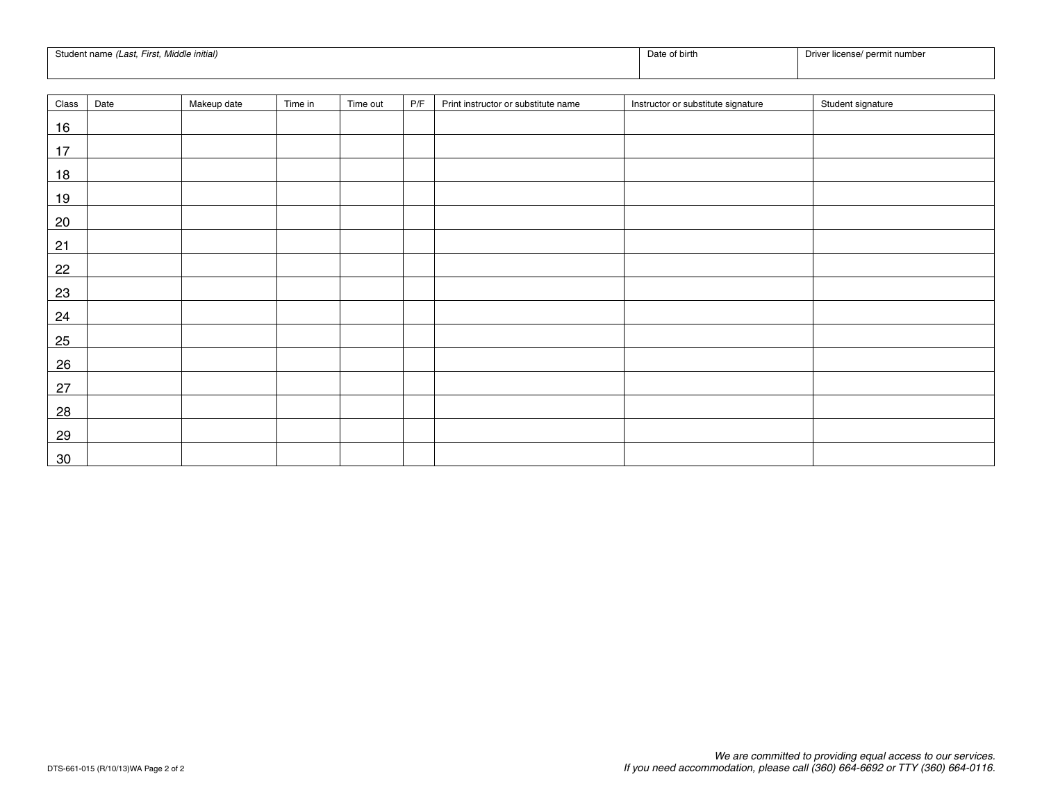| Student name *(Last, First, Middle initial)* | Date of birth | Driver license/ permit number |
|---|---|---|
| | | |

| Class | Date | Makeup date | Time in | Time out | P/F | Print instructor or substitute name | Instructor or substitute signature | Student signature |
|---|---|---|---|---|---|---|---|---|
| 16 | | | | | | | | |
| 17 | | | | | | | | |
| 18 | | | | | | | | |
| 19 | | | | | | | | |
| 20 | | | | | | | | |
| 21 | | | | | | | | |
| 22 | | | | | | | | |
| 23 | | | | | | | | |
| 24 | | | | | | | | |
| 25 | | | | | | | | |
| 26 | | | | | | | | |
| 27 | | | | | | | | |
| 28 | | | | | | | | |
| 29 | | | | | | | | |
| 30 | | | | | | | | |

DTS-661-015 (R/10/13)WA

*We are committed to providing equal access to our services.*
*If you need accommodation, please call (360) 664-6692 or TTY (360) 664-0116.*